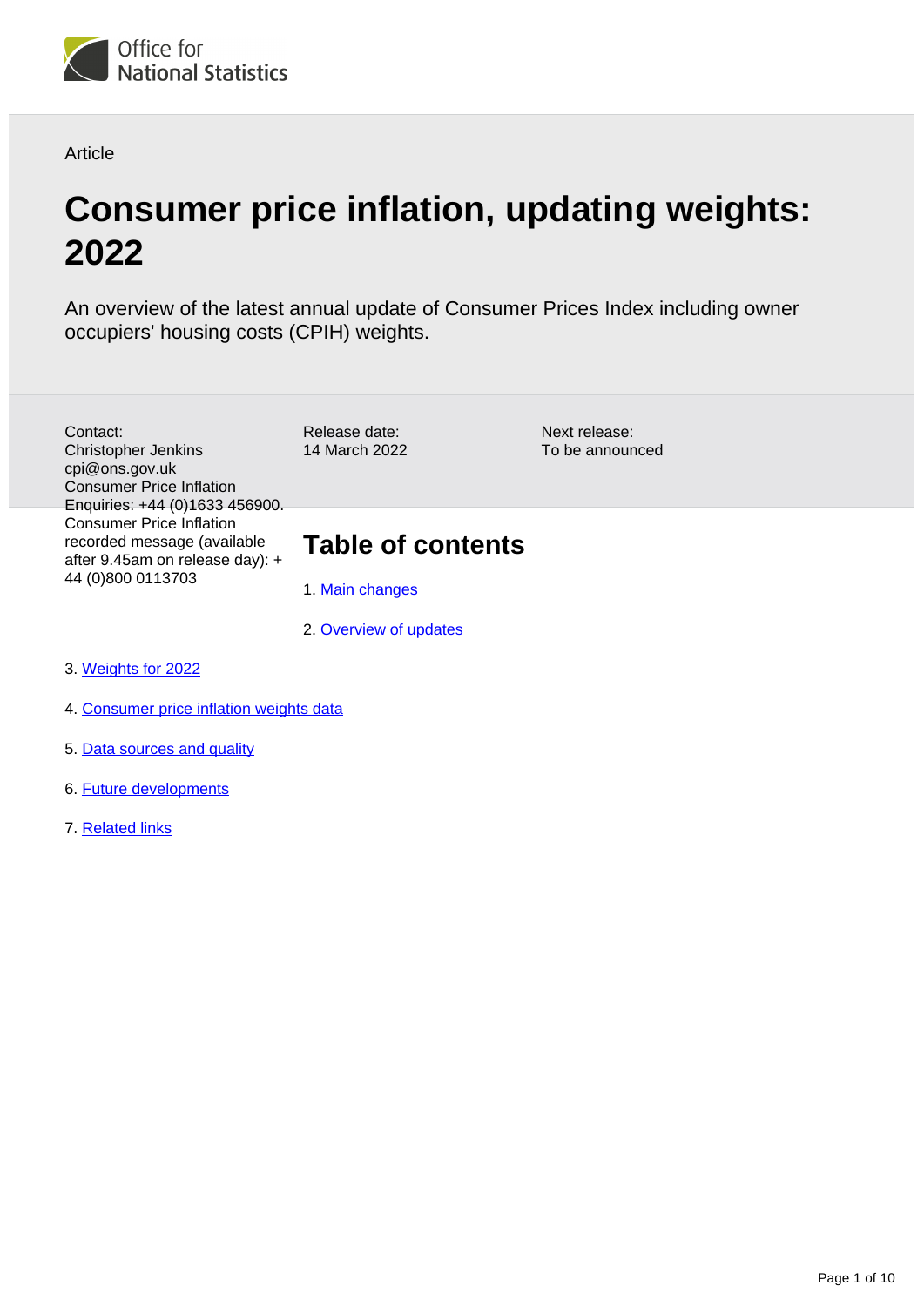Article

# Consumer price inflation, updating weights: 2022

An overview of the latest annual update of Consumer Prices Index including owner occupiers' housing costs (CPIH) weights.

Contact:
Christopher Jenkins
cpi@ons.gov.uk
Consumer Price Inflation Enquiries: +44 (0)1633 456900.
Consumer Price Inflation recorded message (available after 9.45am on release day): + 44 (0)800 0113703

Release date:
14 March 2022

Next release:
To be announced

## Table of contents

1. Main changes
2. Overview of updates
3. Weights for 2022
4. Consumer price inflation weights data
5. Data sources and quality
6. Future developments
7. Related links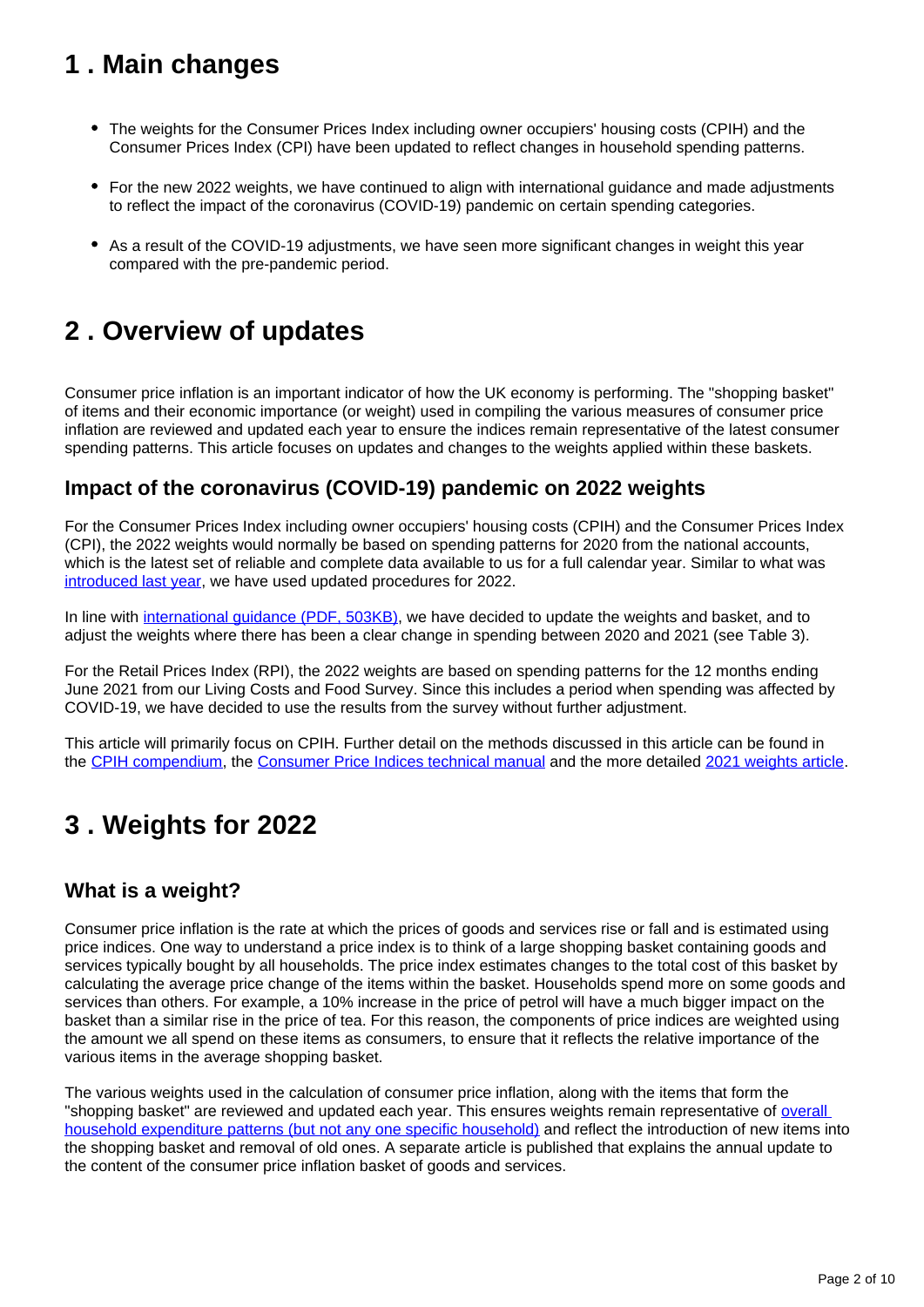## 1 . Main changes

- The weights for the Consumer Prices Index including owner occupiers' housing costs (CPIH) and the Consumer Prices Index (CPI) have been updated to reflect changes in household spending patterns.
- For the new 2022 weights, we have continued to align with international guidance and made adjustments to reflect the impact of the coronavirus (COVID-19) pandemic on certain spending categories.
- As a result of the COVID-19 adjustments, we have seen more significant changes in weight this year compared with the pre-pandemic period.

## 2 . Overview of updates

Consumer price inflation is an important indicator of how the UK economy is performing. The "shopping basket" of items and their economic importance (or weight) used in compiling the various measures of consumer price inflation are reviewed and updated each year to ensure the indices remain representative of the latest consumer spending patterns. This article focuses on updates and changes to the weights applied within these baskets.

### Impact of the coronavirus (COVID-19) pandemic on 2022 weights

For the Consumer Prices Index including owner occupiers' housing costs (CPIH) and the Consumer Prices Index (CPI), the 2022 weights would normally be based on spending patterns for 2020 from the national accounts, which is the latest set of reliable and complete data available to us for a full calendar year. Similar to what was introduced last year, we have used updated procedures for 2022.

In line with international guidance (PDF, 503KB), we have decided to update the weights and basket, and to adjust the weights where there has been a clear change in spending between 2020 and 2021 (see Table 3).

For the Retail Prices Index (RPI), the 2022 weights are based on spending patterns for the 12 months ending June 2021 from our Living Costs and Food Survey. Since this includes a period when spending was affected by COVID-19, we have decided to use the results from the survey without further adjustment.

This article will primarily focus on CPIH. Further detail on the methods discussed in this article can be found in the CPIH compendium, the Consumer Price Indices technical manual and the more detailed 2021 weights article.

## 3 . Weights for 2022

### What is a weight?

Consumer price inflation is the rate at which the prices of goods and services rise or fall and is estimated using price indices. One way to understand a price index is to think of a large shopping basket containing goods and services typically bought by all households. The price index estimates changes to the total cost of this basket by calculating the average price change of the items within the basket. Households spend more on some goods and services than others. For example, a 10% increase in the price of petrol will have a much bigger impact on the basket than a similar rise in the price of tea. For this reason, the components of price indices are weighted using the amount we all spend on these items as consumers, to ensure that it reflects the relative importance of the various items in the average shopping basket.

The various weights used in the calculation of consumer price inflation, along with the items that form the "shopping basket" are reviewed and updated each year. This ensures weights remain representative of overall household expenditure patterns (but not any one specific household) and reflect the introduction of new items into the shopping basket and removal of old ones. A separate article is published that explains the annual update to the content of the consumer price inflation basket of goods and services.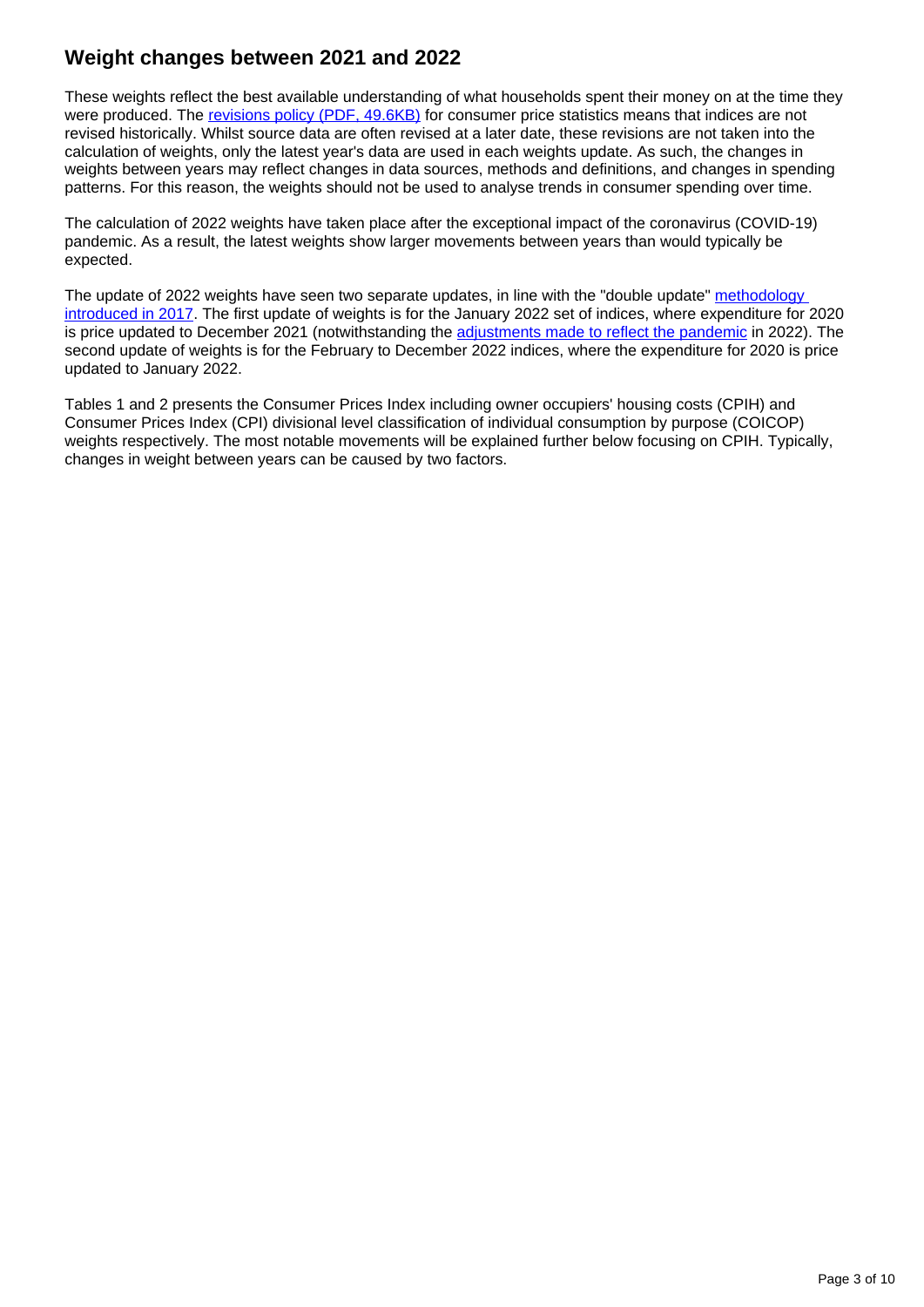## Weight changes between 2021 and 2022

These weights reflect the best available understanding of what households spent their money on at the time they were produced. The [revisions policy (PDF, 49.6KB)] for consumer price statistics means that indices are not revised historically. Whilst source data are often revised at a later date, these revisions are not taken into the calculation of weights, only the latest year's data are used in each weights update. As such, the changes in weights between years may reflect changes in data sources, methods and definitions, and changes in spending patterns. For this reason, the weights should not be used to analyse trends in consumer spending over time.

The calculation of 2022 weights have taken place after the exceptional impact of the coronavirus (COVID-19) pandemic. As a result, the latest weights show larger movements between years than would typically be expected.

The update of 2022 weights have seen two separate updates, in line with the "double update" [methodology introduced in 2017]. The first update of weights is for the January 2022 set of indices, where expenditure for 2020 is price updated to December 2021 (notwithstanding the [adjustments made to reflect the pandemic] in 2022). The second update of weights is for the February to December 2022 indices, where the expenditure for 2020 is price updated to January 2022.

Tables 1 and 2 presents the Consumer Prices Index including owner occupiers' housing costs (CPIH) and Consumer Prices Index (CPI) divisional level classification of individual consumption by purpose (COICOP) weights respectively. The most notable movements will be explained further below focusing on CPIH. Typically, changes in weight between years can be caused by two factors.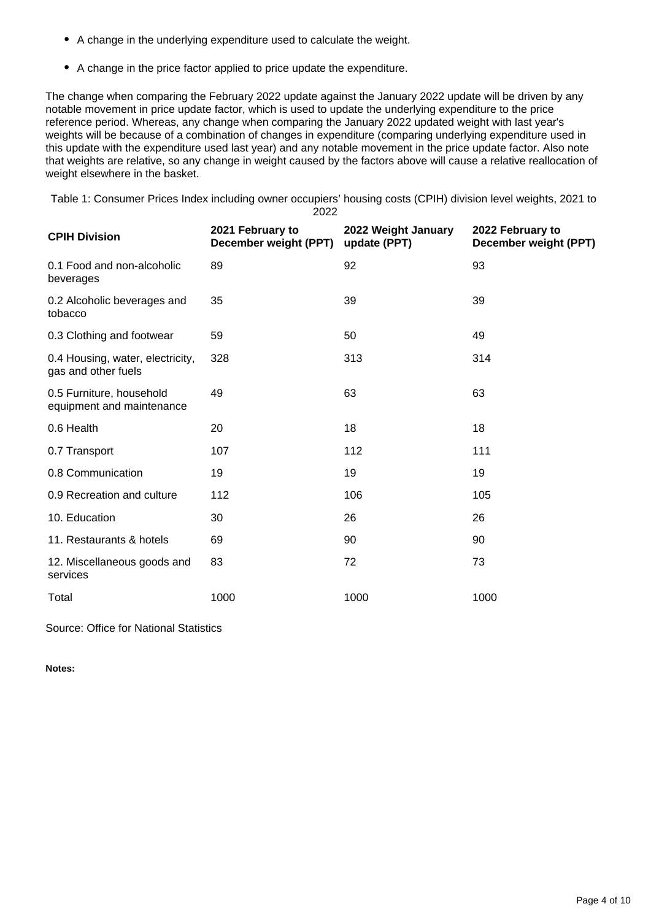- A change in the underlying expenditure used to calculate the weight.
- A change in the price factor applied to price update the expenditure.

The change when comparing the February 2022 update against the January 2022 update will be driven by any notable movement in price update factor, which is used to update the underlying expenditure to the price reference period. Whereas, any change when comparing the January 2022 updated weight with last year's weights will be because of a combination of changes in expenditure (comparing underlying expenditure used in this update with the expenditure used last year) and any notable movement in the price update factor. Also note that weights are relative, so any change in weight caused by the factors above will cause a relative reallocation of weight elsewhere in the basket.

Table 1: Consumer Prices Index including owner occupiers' housing costs (CPIH) division level weights, 2021 to 2022

| CPIH Division | 2021 February to December weight (PPT) | 2022 Weight January update (PPT) | 2022 February to December weight (PPT) |
|---|---|---|---|
| 0.1 Food and non-alcoholic beverages | 89 | 92 | 93 |
| 0.2 Alcoholic beverages and tobacco | 35 | 39 | 39 |
| 0.3 Clothing and footwear | 59 | 50 | 49 |
| 0.4 Housing, water, electricity, gas and other fuels | 328 | 313 | 314 |
| 0.5 Furniture, household equipment and maintenance | 49 | 63 | 63 |
| 0.6 Health | 20 | 18 | 18 |
| 0.7 Transport | 107 | 112 | 111 |
| 0.8 Communication | 19 | 19 | 19 |
| 0.9 Recreation and culture | 112 | 106 | 105 |
| 10. Education | 30 | 26 | 26 |
| 11. Restaurants & hotels | 69 | 90 | 90 |
| 12. Miscellaneous goods and services | 83 | 72 | 73 |
| Total | 1000 | 1000 | 1000 |

Source: Office for National Statistics

**Notes:**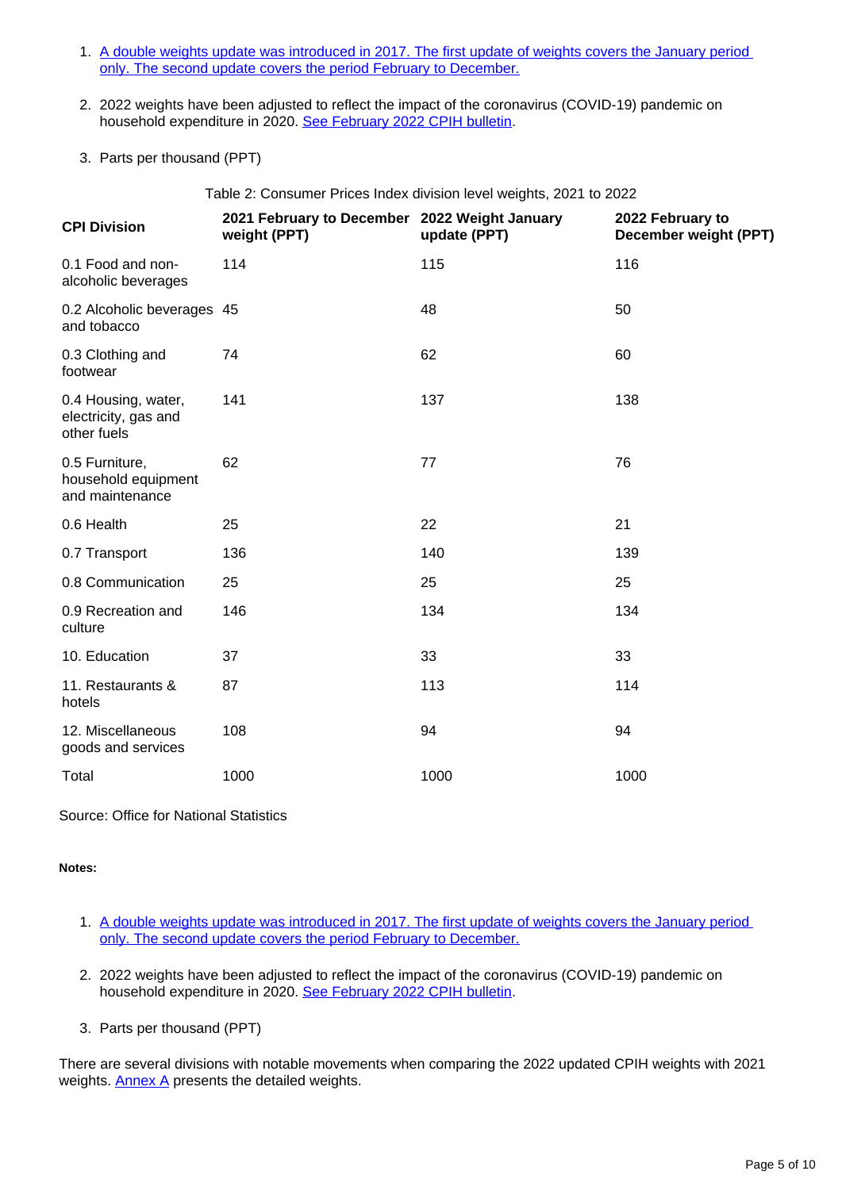1. [A double weights update was introduced in 2017. The first update of weights covers the January period only. The second update covers the period February to December.]

2. 2022 weights have been adjusted to reflect the impact of the coronavirus (COVID-19) pandemic on household expenditure in 2020. [See February 2022 CPIH bulletin].

3. Parts per thousand (PPT)

Table 2: Consumer Prices Index division level weights, 2021 to 2022

| CPI Division | 2021 February to December weight (PPT) | 2022 Weight January update (PPT) | 2022 February to December weight (PPT) |
|---|---|---|---|
| 0.1 Food and non-alcoholic beverages | 114 | 115 | 116 |
| 0.2 Alcoholic beverages and tobacco | 45 | 48 | 50 |
| 0.3 Clothing and footwear | 74 | 62 | 60 |
| 0.4 Housing, water, electricity, gas and other fuels | 141 | 137 | 138 |
| 0.5 Furniture, household equipment and maintenance | 62 | 77 | 76 |
| 0.6 Health | 25 | 22 | 21 |
| 0.7 Transport | 136 | 140 | 139 |
| 0.8 Communication | 25 | 25 | 25 |
| 0.9 Recreation and culture | 146 | 134 | 134 |
| 10. Education | 37 | 33 | 33 |
| 11. Restaurants & hotels | 87 | 113 | 114 |
| 12. Miscellaneous goods and services | 108 | 94 | 94 |
| Total | 1000 | 1000 | 1000 |

Source: Office for National Statistics

**Notes:**

1. [A double weights update was introduced in 2017. The first update of weights covers the January period only. The second update covers the period February to December.]

2. 2022 weights have been adjusted to reflect the impact of the coronavirus (COVID-19) pandemic on household expenditure in 2020. [See February 2022 CPIH bulletin].

3. Parts per thousand (PPT)

There are several divisions with notable movements when comparing the 2022 updated CPIH weights with 2021 weights. [Annex A] presents the detailed weights.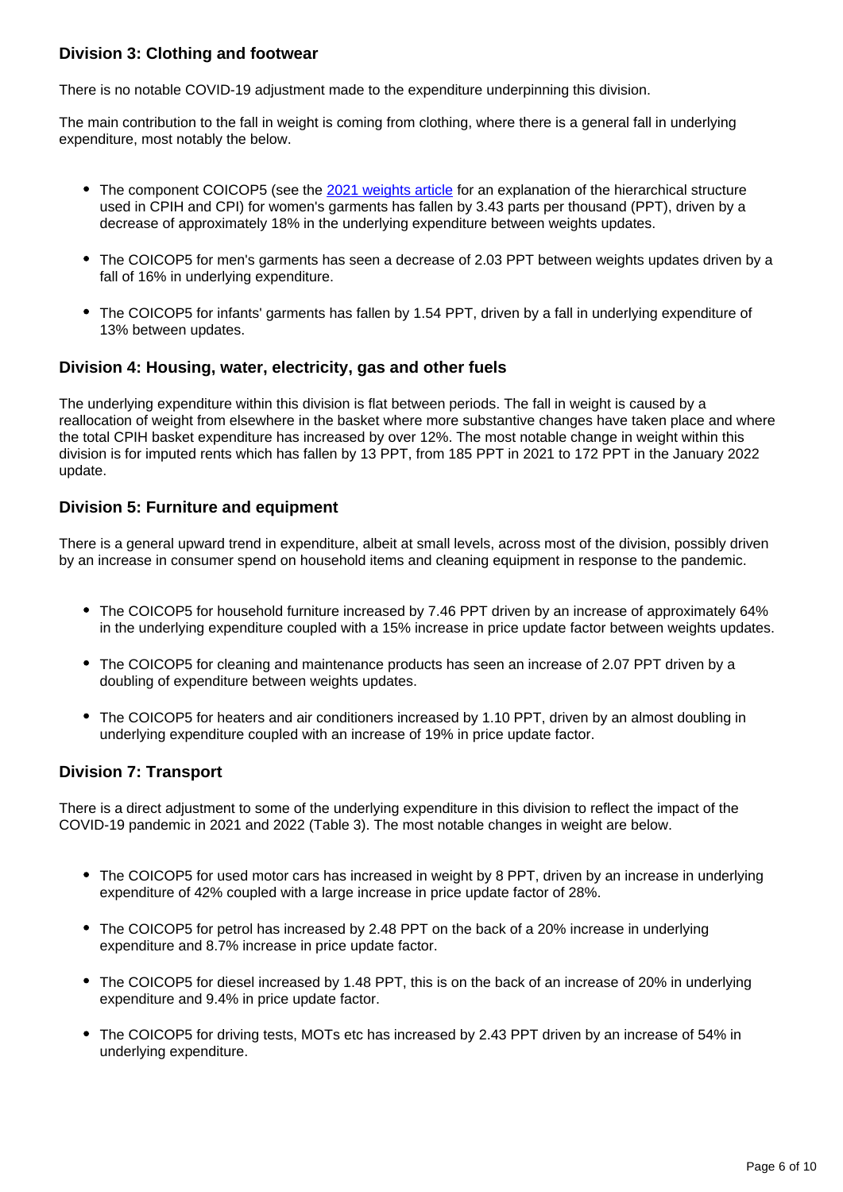### Division 3: Clothing and footwear

There is no notable COVID-19 adjustment made to the expenditure underpinning this division.

The main contribution to the fall in weight is coming from clothing, where there is a general fall in underlying expenditure, most notably the below.

- The component COICOP5 (see the [2021 weights article]() for an explanation of the hierarchical structure used in CPIH and CPI) for women's garments has fallen by 3.43 parts per thousand (PPT), driven by a decrease of approximately 18% in the underlying expenditure between weights updates.
- The COICOP5 for men's garments has seen a decrease of 2.03 PPT between weights updates driven by a fall of 16% in underlying expenditure.
- The COICOP5 for infants' garments has fallen by 1.54 PPT, driven by a fall in underlying expenditure of 13% between updates.

### Division 4: Housing, water, electricity, gas and other fuels

The underlying expenditure within this division is flat between periods. The fall in weight is caused by a reallocation of weight from elsewhere in the basket where more substantive changes have taken place and where the total CPIH basket expenditure has increased by over 12%. The most notable change in weight within this division is for imputed rents which has fallen by 13 PPT, from 185 PPT in 2021 to 172 PPT in the January 2022 update.

### Division 5: Furniture and equipment

There is a general upward trend in expenditure, albeit at small levels, across most of the division, possibly driven by an increase in consumer spend on household items and cleaning equipment in response to the pandemic.

- The COICOP5 for household furniture increased by 7.46 PPT driven by an increase of approximately 64% in the underlying expenditure coupled with a 15% increase in price update factor between weights updates.
- The COICOP5 for cleaning and maintenance products has seen an increase of 2.07 PPT driven by a doubling of expenditure between weights updates.
- The COICOP5 for heaters and air conditioners increased by 1.10 PPT, driven by an almost doubling in underlying expenditure coupled with an increase of 19% in price update factor.

### Division 7: Transport

There is a direct adjustment to some of the underlying expenditure in this division to reflect the impact of the COVID-19 pandemic in 2021 and 2022 (Table 3). The most notable changes in weight are below.

- The COICOP5 for used motor cars has increased in weight by 8 PPT, driven by an increase in underlying expenditure of 42% coupled with a large increase in price update factor of 28%.
- The COICOP5 for petrol has increased by 2.48 PPT on the back of a 20% increase in underlying expenditure and 8.7% increase in price update factor.
- The COICOP5 for diesel increased by 1.48 PPT, this is on the back of an increase of 20% in underlying expenditure and 9.4% in price update factor.
- The COICOP5 for driving tests, MOTs etc has increased by 2.43 PPT driven by an increase of 54% in underlying expenditure.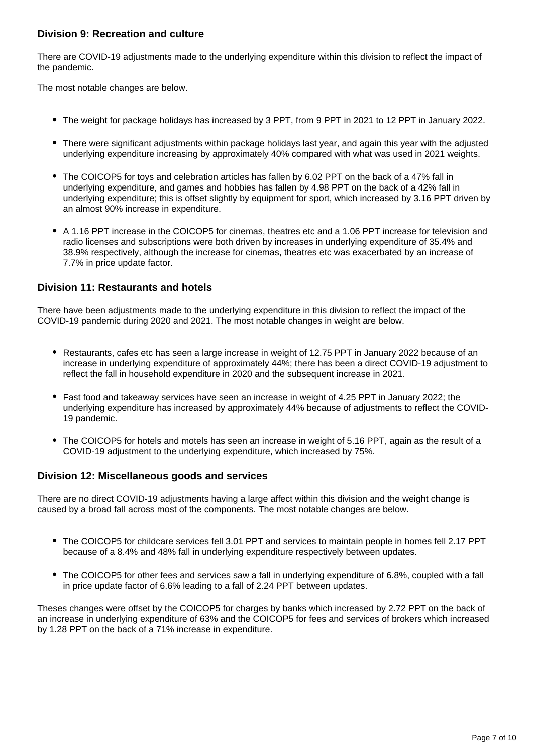### Division 9: Recreation and culture

There are COVID-19 adjustments made to the underlying expenditure within this division to reflect the impact of the pandemic.

The most notable changes are below.

- The weight for package holidays has increased by 3 PPT, from 9 PPT in 2021 to 12 PPT in January 2022.
- There were significant adjustments within package holidays last year, and again this year with the adjusted underlying expenditure increasing by approximately 40% compared with what was used in 2021 weights.
- The COICOP5 for toys and celebration articles has fallen by 6.02 PPT on the back of a 47% fall in underlying expenditure, and games and hobbies has fallen by 4.98 PPT on the back of a 42% fall in underlying expenditure; this is offset slightly by equipment for sport, which increased by 3.16 PPT driven by an almost 90% increase in expenditure.
- A 1.16 PPT increase in the COICOP5 for cinemas, theatres etc and a 1.06 PPT increase for television and radio licenses and subscriptions were both driven by increases in underlying expenditure of 35.4% and 38.9% respectively, although the increase for cinemas, theatres etc was exacerbated by an increase of 7.7% in price update factor.

### Division 11: Restaurants and hotels

There have been adjustments made to the underlying expenditure in this division to reflect the impact of the COVID-19 pandemic during 2020 and 2021. The most notable changes in weight are below.

- Restaurants, cafes etc has seen a large increase in weight of 12.75 PPT in January 2022 because of an increase in underlying expenditure of approximately 44%; there has been a direct COVID-19 adjustment to reflect the fall in household expenditure in 2020 and the subsequent increase in 2021.
- Fast food and takeaway services have seen an increase in weight of 4.25 PPT in January 2022; the underlying expenditure has increased by approximately 44% because of adjustments to reflect the COVID-19 pandemic.
- The COICOP5 for hotels and motels has seen an increase in weight of 5.16 PPT, again as the result of a COVID-19 adjustment to the underlying expenditure, which increased by 75%.

### Division 12: Miscellaneous goods and services

There are no direct COVID-19 adjustments having a large affect within this division and the weight change is caused by a broad fall across most of the components. The most notable changes are below.

- The COICOP5 for childcare services fell 3.01 PPT and services to maintain people in homes fell 2.17 PPT because of a 8.4% and 48% fall in underlying expenditure respectively between updates.
- The COICOP5 for other fees and services saw a fall in underlying expenditure of 6.8%, coupled with a fall in price update factor of 6.6% leading to a fall of 2.24 PPT between updates.

Theses changes were offset by the COICOP5 for charges by banks which increased by 2.72 PPT on the back of an increase in underlying expenditure of 63% and the COICOP5 for fees and services of brokers which increased by 1.28 PPT on the back of a 71% increase in expenditure.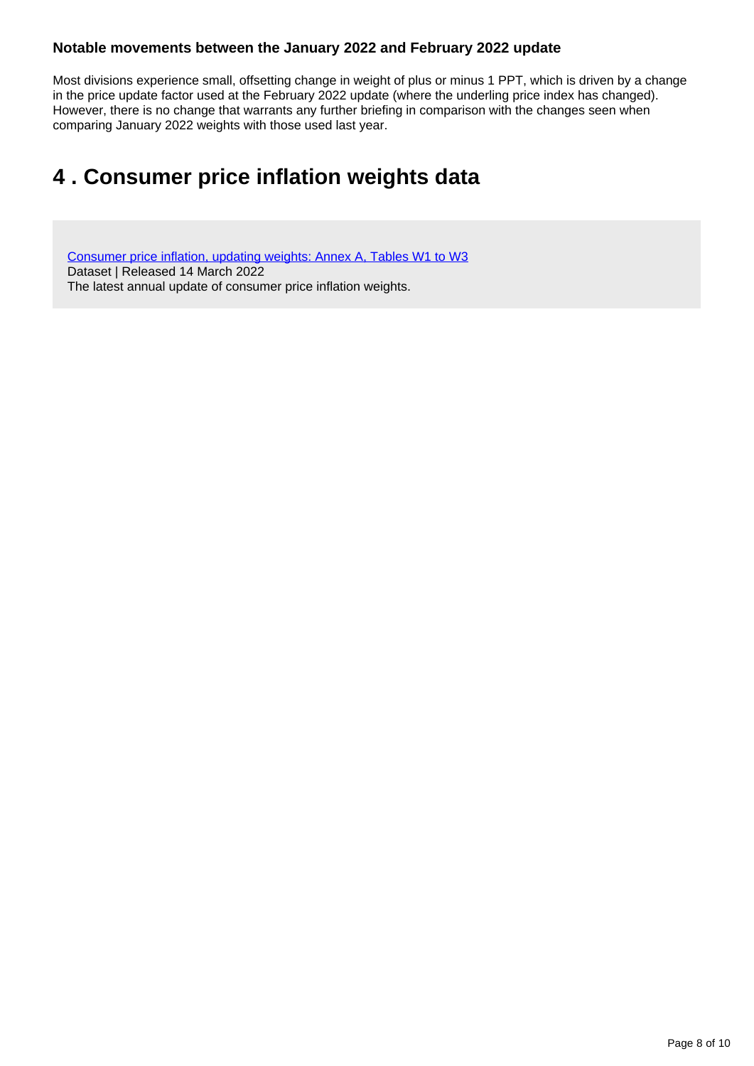### Notable movements between the January 2022 and February 2022 update

Most divisions experience small, offsetting change in weight of plus or minus 1 PPT, which is driven by a change in the price update factor used at the February 2022 update (where the underling price index has changed). However, there is no change that warrants any further briefing in comparison with the changes seen when comparing January 2022 weights with those used last year.

## 4 . Consumer price inflation weights data

[Consumer price inflation, updating weights: Annex A, Tables W1 to W3]
Dataset | Released 14 March 2022
The latest annual update of consumer price inflation weights.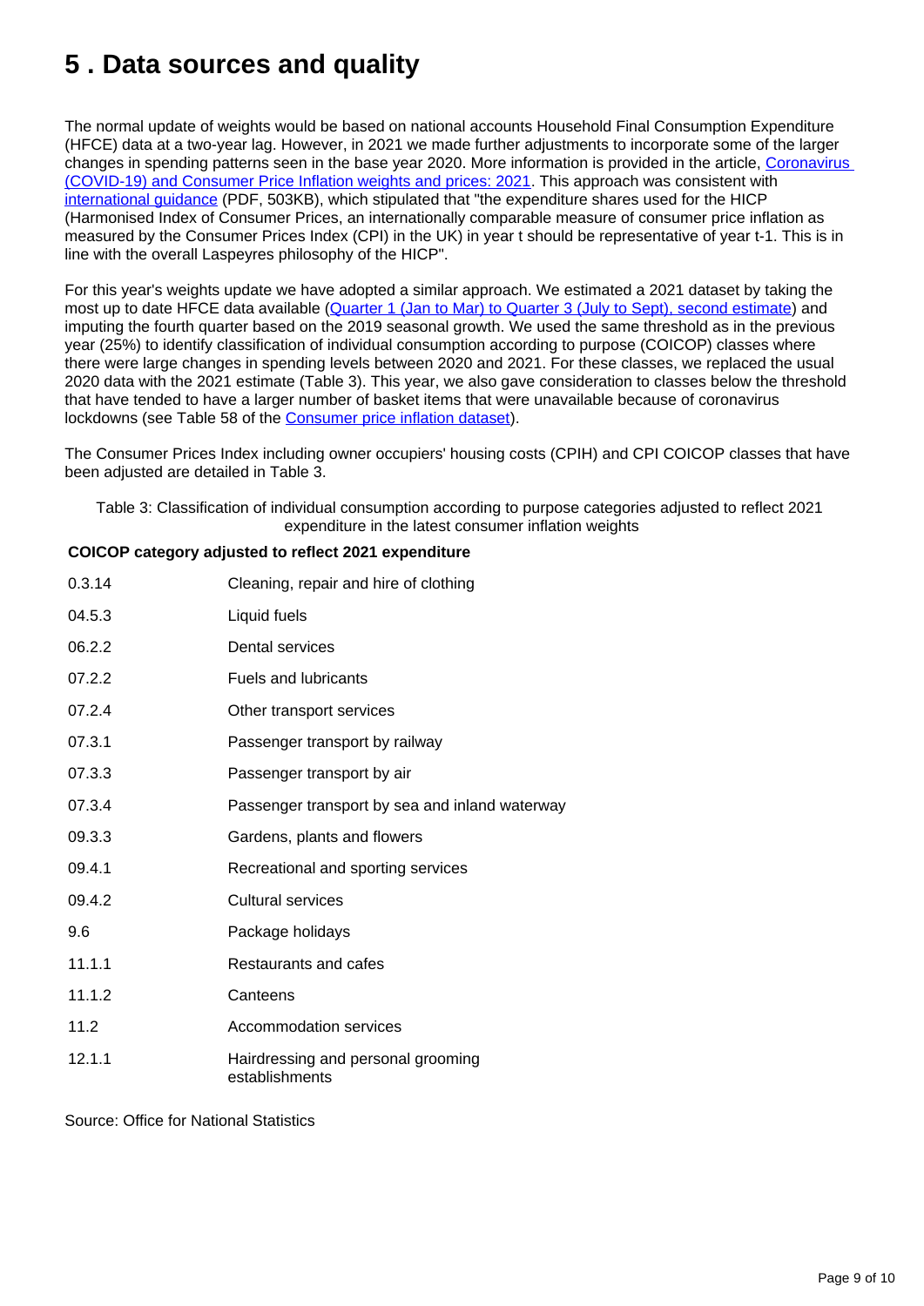# 5 . Data sources and quality

The normal update of weights would be based on national accounts Household Final Consumption Expenditure (HFCE) data at a two-year lag. However, in 2021 we made further adjustments to incorporate some of the larger changes in spending patterns seen in the base year 2020. More information is provided in the article, [Coronavirus (COVID-19) and Consumer Price Inflation weights and prices: 2021](). This approach was consistent with [international guidance]() (PDF, 503KB), which stipulated that "the expenditure shares used for the HICP (Harmonised Index of Consumer Prices, an internationally comparable measure of consumer price inflation as measured by the Consumer Prices Index (CPI) in the UK) in year t should be representative of year t-1. This is in line with the overall Laspeyres philosophy of the HICP".

For this year's weights update we have adopted a similar approach. We estimated a 2021 dataset by taking the most up to date HFCE data available ([Quarter 1 (Jan to Mar) to Quarter 3 (July to Sept), second estimate]()) and imputing the fourth quarter based on the 2019 seasonal growth. We used the same threshold as in the previous year (25%) to identify classification of individual consumption according to purpose (COICOP) classes where there were large changes in spending levels between 2020 and 2021. For these classes, we replaced the usual 2020 data with the 2021 estimate (Table 3). This year, we also gave consideration to classes below the threshold that have tended to have a larger number of basket items that were unavailable because of coronavirus lockdowns (see Table 58 of the [Consumer price inflation dataset]()).

The Consumer Prices Index including owner occupiers' housing costs (CPIH) and CPI COICOP classes that have been adjusted are detailed in Table 3.

Table 3: Classification of individual consumption according to purpose categories adjusted to reflect 2021 expenditure in the latest consumer inflation weights

| COICOP category adjusted to reflect 2021 expenditure | |
|---|---|
| 0.3.14 | Cleaning, repair and hire of clothing |
| 04.5.3 | Liquid fuels |
| 06.2.2 | Dental services |
| 07.2.2 | Fuels and lubricants |
| 07.2.4 | Other transport services |
| 07.3.1 | Passenger transport by railway |
| 07.3.3 | Passenger transport by air |
| 07.3.4 | Passenger transport by sea and inland waterway |
| 09.3.3 | Gardens, plants and flowers |
| 09.4.1 | Recreational and sporting services |
| 09.4.2 | Cultural services |
| 9.6 | Package holidays |
| 11.1.1 | Restaurants and cafes |
| 11.1.2 | Canteens |
| 11.2 | Accommodation services |
| 12.1.1 | Hairdressing and personal grooming establishments |

Source: Office for National Statistics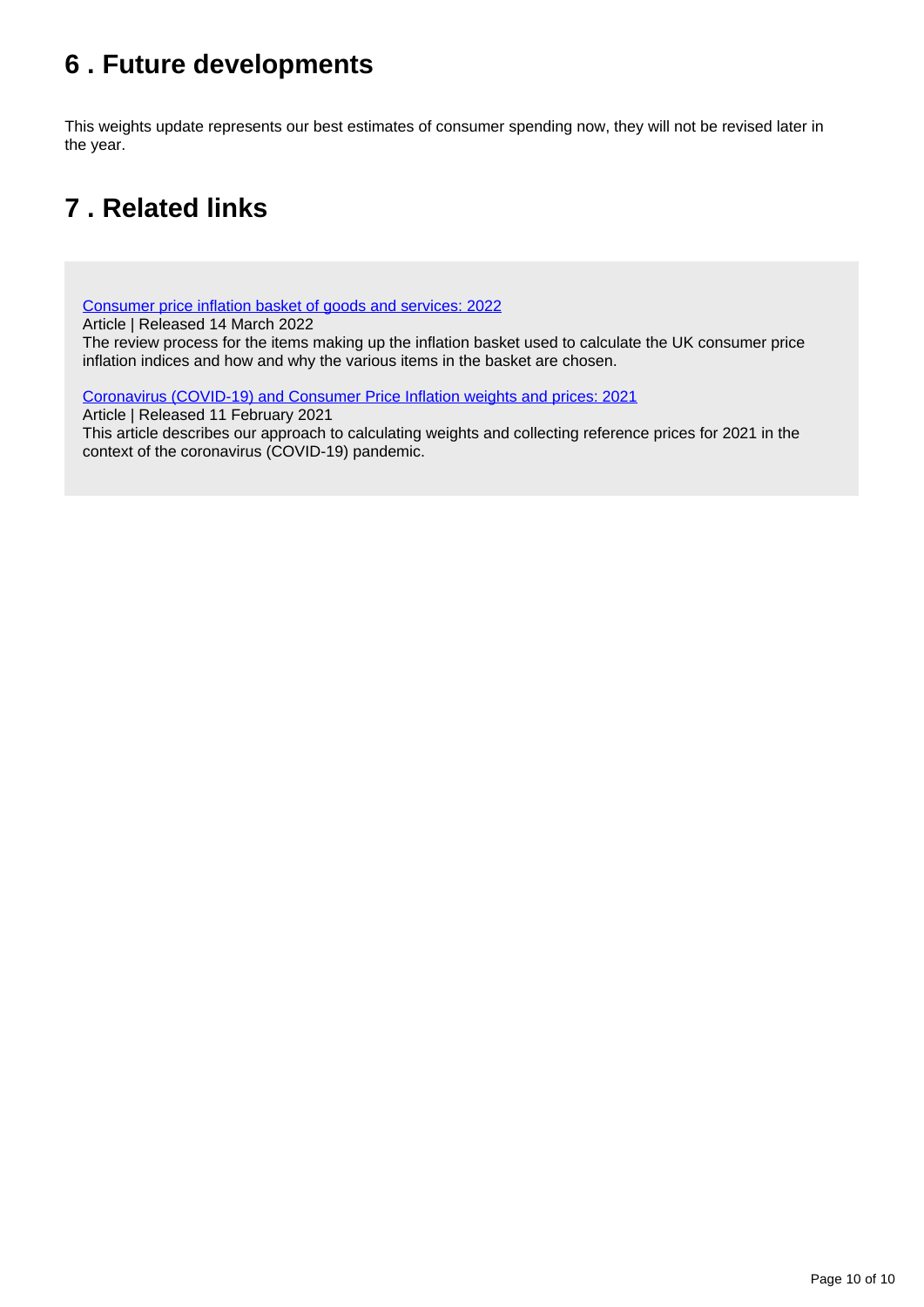## 6 . Future developments

This weights update represents our best estimates of consumer spending now, they will not be revised later in the year.

## 7 . Related links

[Consumer price inflation basket of goods and services: 2022](#)
Article | Released 14 March 2022
The review process for the items making up the inflation basket used to calculate the UK consumer price inflation indices and how and why the various items in the basket are chosen.

[Coronavirus (COVID-19) and Consumer Price Inflation weights and prices: 2021](#)
Article | Released 11 February 2021
This article describes our approach to calculating weights and collecting reference prices for 2021 in the context of the coronavirus (COVID-19) pandemic.